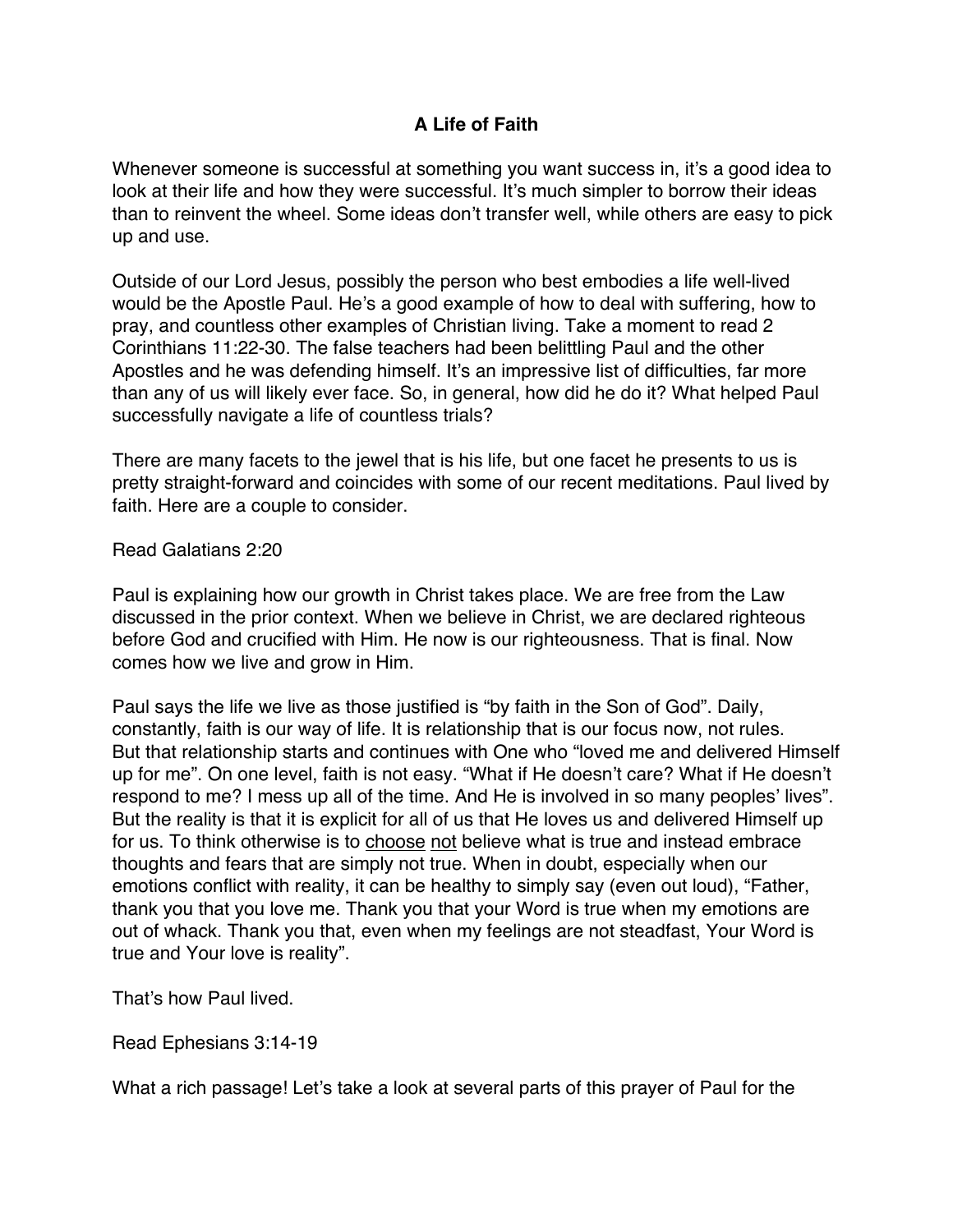# A Life of Faith

Whenever someone is successful at something you want success in, it's a good idea to look at their life and how they were successful. It's much simpler to borrow their ideas than to reinvent the wheel. Some ideas don't transfer well, while others are easy to pick up and use.

Outside of our Lord Jesus, possibly the person who best embodies a life well-lived would be the Apostle Paul. He's a good example of how to deal with suffering, how to pray, and countless other examples of Christian living. Take a moment to read 2 Corinthians 11:22-30. The false teachers had been belittling Paul and the other Apostles and he was defending himself. It's an impressive list of difficulties, far more than any of us will likely ever face. So, in general, how did he do it? What helped Paul successfully navigate a life of countless trials?

There are many facets to the jewel that is his life, but one facet he presents to us is pretty straight-forward and coincides with some of our recent meditations. Paul lived by faith. Here are a couple to consider.

Read Galatians 2:20

Paul is explaining how our growth in Christ takes place. We are free from the Law discussed in the prior context. When we believe in Christ, we are declared righteous before God and crucified with Him. He now is our righteousness. That is final. Now comes how we live and grow in Him.

Paul says the life we live as those justified is "by faith in the Son of God". Daily, constantly, faith is our way of life. It is relationship that is our focus now, not rules. But that relationship starts and continues with One who "loved me and delivered Himself up for me". On one level, faith is not easy. "What if He doesn't care? What if He doesn't respond to me? I mess up all of the time. And He is involved in so many peoples' lives". But the reality is that it is explicit for all of us that He loves us and delivered Himself up for us. To think otherwise is to <u>choose</u> <u>not</u> believe what is true and instead embrace thoughts and fears that are simply not true. When in doubt, especially when our emotions conflict with reality, it can be healthy to simply say (even out loud), "Father, thank you that you love me. Thank you that your Word is true when my emotions are out of whack. Thank you that, even when my feelings are not steadfast, Your Word is true and Your love is reality".

That's how Paul lived.

Read Ephesians 3:14-19

What a rich passage! Let's take a look at several parts of this prayer of Paul for the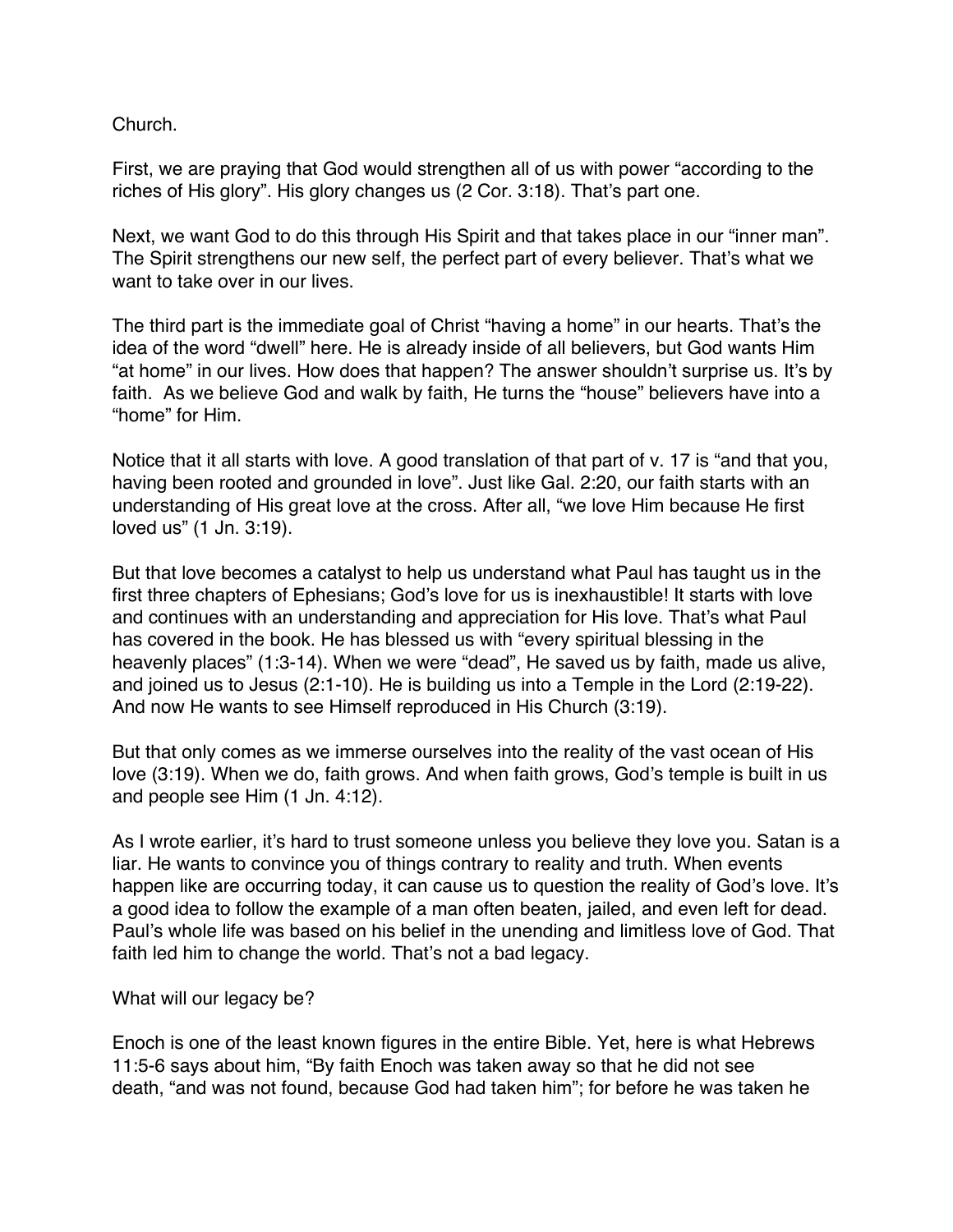Church.

First, we are praying that God would strengthen all of us with power “according to the riches of His glory”. His glory changes us (2 Cor. 3:18). That’s part one.

Next, we want God to do this through His Spirit and that takes place in our “inner man”. The Spirit strengthens our new self, the perfect part of every believer. That’s what we want to take over in our lives.

The third part is the immediate goal of Christ “having a home” in our hearts. That’s the idea of the word “dwell” here. He is already inside of all believers, but God wants Him “at home” in our lives. How does that happen? The answer shouldn’t surprise us. It’s by faith. As we believe God and walk by faith, He turns the “house” believers have into a “home” for Him.

Notice that it all starts with love. A good translation of that part of v. 17 is “and that you, having been rooted and grounded in love”. Just like Gal. 2:20, our faith starts with an understanding of His great love at the cross. After all, “we love Him because He first loved us” (1 Jn. 3:19).

But that love becomes a catalyst to help us understand what Paul has taught us in the first three chapters of Ephesians; God’s love for us is inexhaustible! It starts with love and continues with an understanding and appreciation for His love. That’s what Paul has covered in the book. He has blessed us with “every spiritual blessing in the heavenly places” (1:3-14). When we were “dead”, He saved us by faith, made us alive, and joined us to Jesus (2:1-10). He is building us into a Temple in the Lord (2:19-22). And now He wants to see Himself reproduced in His Church (3:19).

But that only comes as we immerse ourselves into the reality of the vast ocean of His love (3:19). When we do, faith grows. And when faith grows, God’s temple is built in us and people see Him (1 Jn. 4:12).

As I wrote earlier, it’s hard to trust someone unless you believe they love you. Satan is a liar. He wants to convince you of things contrary to reality and truth. When events happen like are occurring today, it can cause us to question the reality of God’s love. It’s a good idea to follow the example of a man often beaten, jailed, and even left for dead. Paul’s whole life was based on his belief in the unending and limitless love of God. That faith led him to change the world. That’s not a bad legacy.

What will our legacy be?

Enoch is one of the least known figures in the entire Bible. Yet, here is what Hebrews 11:5-6 says about him, “By faith Enoch was taken away so that he did not see death, “and was not found, because God had taken him”; for before he was taken he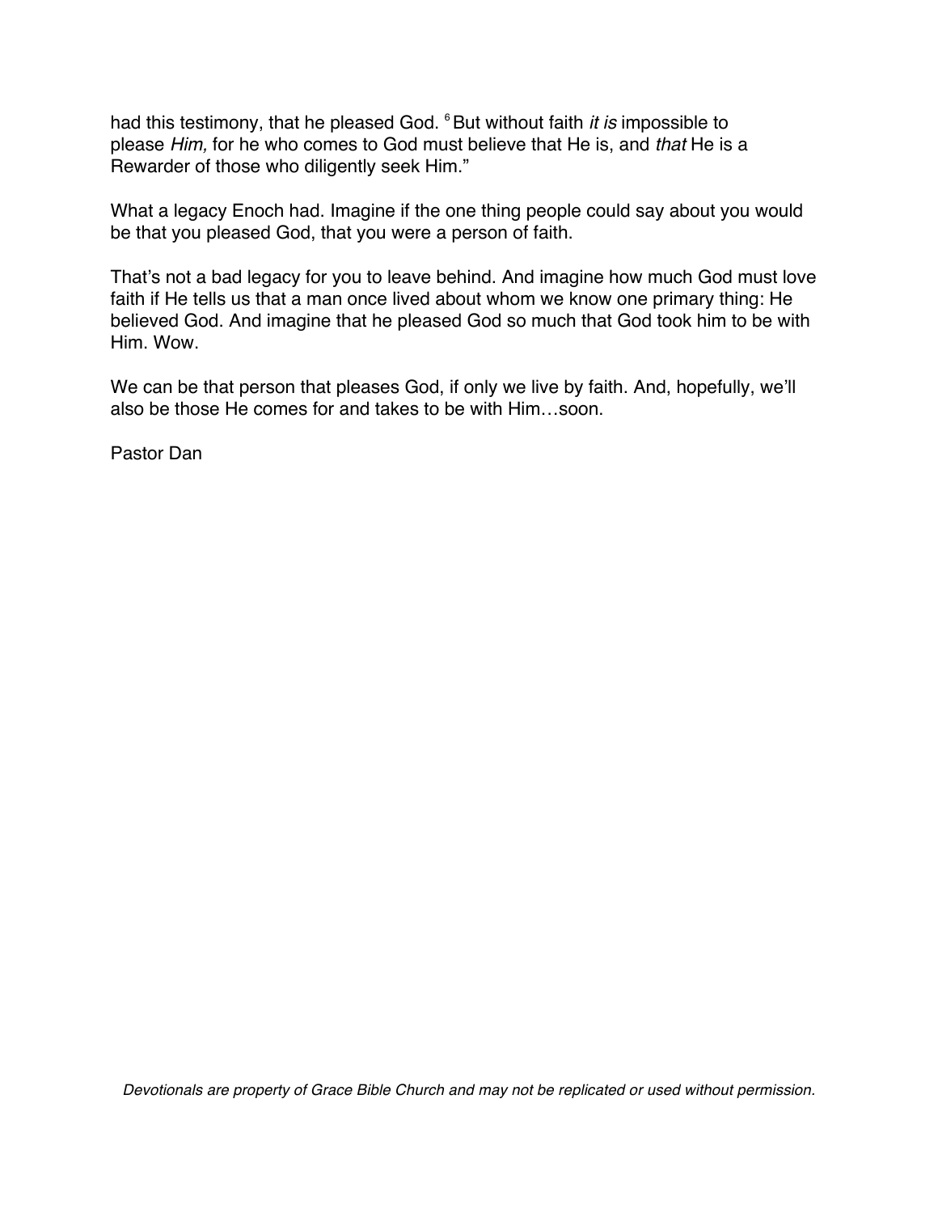had this testimony, that he pleased God. [6] But without faith *it is* impossible to please *Him,* for he who comes to God must believe that He is, and *that* He is a Rewarder of those who diligently seek Him."

What a legacy Enoch had. Imagine if the one thing people could say about you would be that you pleased God, that you were a person of faith.

That's not a bad legacy for you to leave behind. And imagine how much God must love faith if He tells us that a man once lived about whom we know one primary thing: He believed God. And imagine that he pleased God so much that God took him to be with Him. Wow.

We can be that person that pleases God, if only we live by faith. And, hopefully, we'll also be those He comes for and takes to be with Him…soon.

Pastor Dan

*Devotionals are property of Grace Bible Church and may not be replicated or used without permission.*